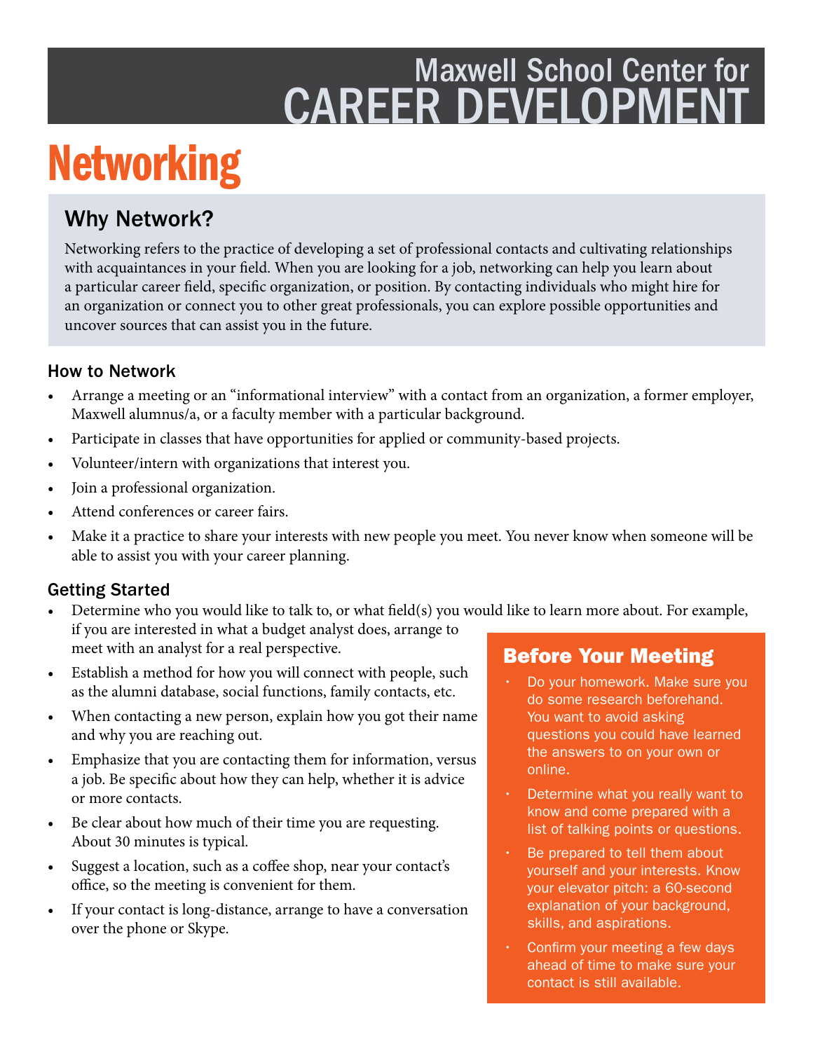Maxwell School Center for
CAREER DEVELOPMENT

# Networking

## Why Network?

Networking refers to the practice of developing a set of professional contacts and cultivating relationships with acquaintances in your field. When you are looking for a job, networking can help you learn about a particular career field, specific organization, or position. By contacting individuals who might hire for an organization or connect you to other great professionals, you can explore possible opportunities and uncover sources that can assist you in the future.

### How to Network

- Arrange a meeting or an "informational interview" with a contact from an organization, a former employer, Maxwell alumnus/a, or a faculty member with a particular background.
- Participate in classes that have opportunities for applied or community-based projects.
- Volunteer/intern with organizations that interest you.
- Join a professional organization.
- Attend conferences or career fairs.
- Make it a practice to share your interests with new people you meet. You never know when someone will be able to assist you with your career planning.

### Getting Started

- Determine who you would like to talk to, or what field(s) you would like to learn more about. For example, if you are interested in what a budget analyst does, arrange to meet with an analyst for a real perspective.
- Establish a method for how you will connect with people, such as the alumni database, social functions, family contacts, etc.
- When contacting a new person, explain how you got their name and why you are reaching out.
- Emphasize that you are contacting them for information, versus a job. Be specific about how they can help, whether it is advice or more contacts.
- Be clear about how much of their time you are requesting. About 30 minutes is typical.
- Suggest a location, such as a coffee shop, near your contact's office, so the meeting is convenient for them.
- If your contact is long-distance, arrange to have a conversation over the phone or Skype.

### Before Your Meeting

- Do your homework. Make sure you do some research beforehand. You want to avoid asking questions you could have learned the answers to on your own or online.
- Determine what you really want to know and come prepared with a list of talking points or questions.
- Be prepared to tell them about yourself and your interests. Know your elevator pitch: a 60-second explanation of your background, skills, and aspirations.
- Confirm your meeting a few days ahead of time to make sure your contact is still available.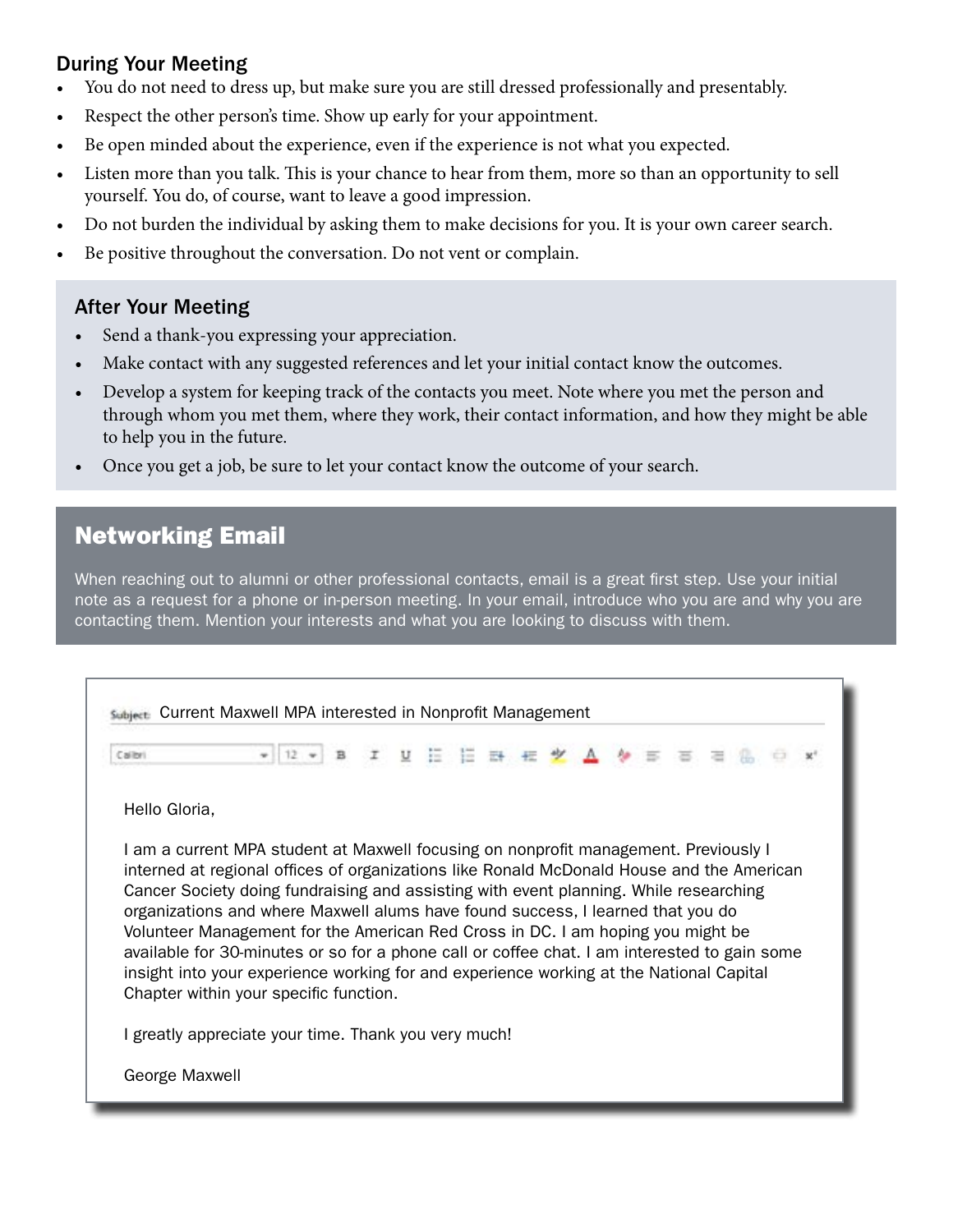## During Your Meeting

- You do not need to dress up, but make sure you are still dressed professionally and presentably.
- Respect the other person's time. Show up early for your appointment.
- Be open minded about the experience, even if the experience is not what you expected.
- Listen more than you talk. This is your chance to hear from them, more so than an opportunity to sell yourself. You do, of course, want to leave a good impression.
- Do not burden the individual by asking them to make decisions for you. It is your own career search.
- Be positive throughout the conversation. Do not vent or complain.

## After Your Meeting

- Send a thank-you expressing your appreciation.
- Make contact with any suggested references and let your initial contact know the outcomes.
- Develop a system for keeping track of the contacts you meet. Note where you met the person and through whom you met them, where they work, their contact information, and how they might be able to help you in the future.
- Once you get a job, be sure to let your contact know the outcome of your search.

## Networking Email

When reaching out to alumni or other professional contacts, email is a great first step. Use your initial note as a request for a phone or in-person meeting. In your email, introduce who you are and why you are contacting them. Mention your interests and what you are looking to discuss with them.

Subject: Current Maxwell MPA interested in Nonprofit Management

Hello Gloria,

I am a current MPA student at Maxwell focusing on nonprofit management. Previously I interned at regional offices of organizations like Ronald McDonald House and the American Cancer Society doing fundraising and assisting with event planning. While researching organizations and where Maxwell alums have found success, I learned that you do Volunteer Management for the American Red Cross in DC. I am hoping you might be available for 30-minutes or so for a phone call or coffee chat. I am interested to gain some insight into your experience working for and experience working at the National Capital Chapter within your specific function.

I greatly appreciate your time. Thank you very much!

George Maxwell